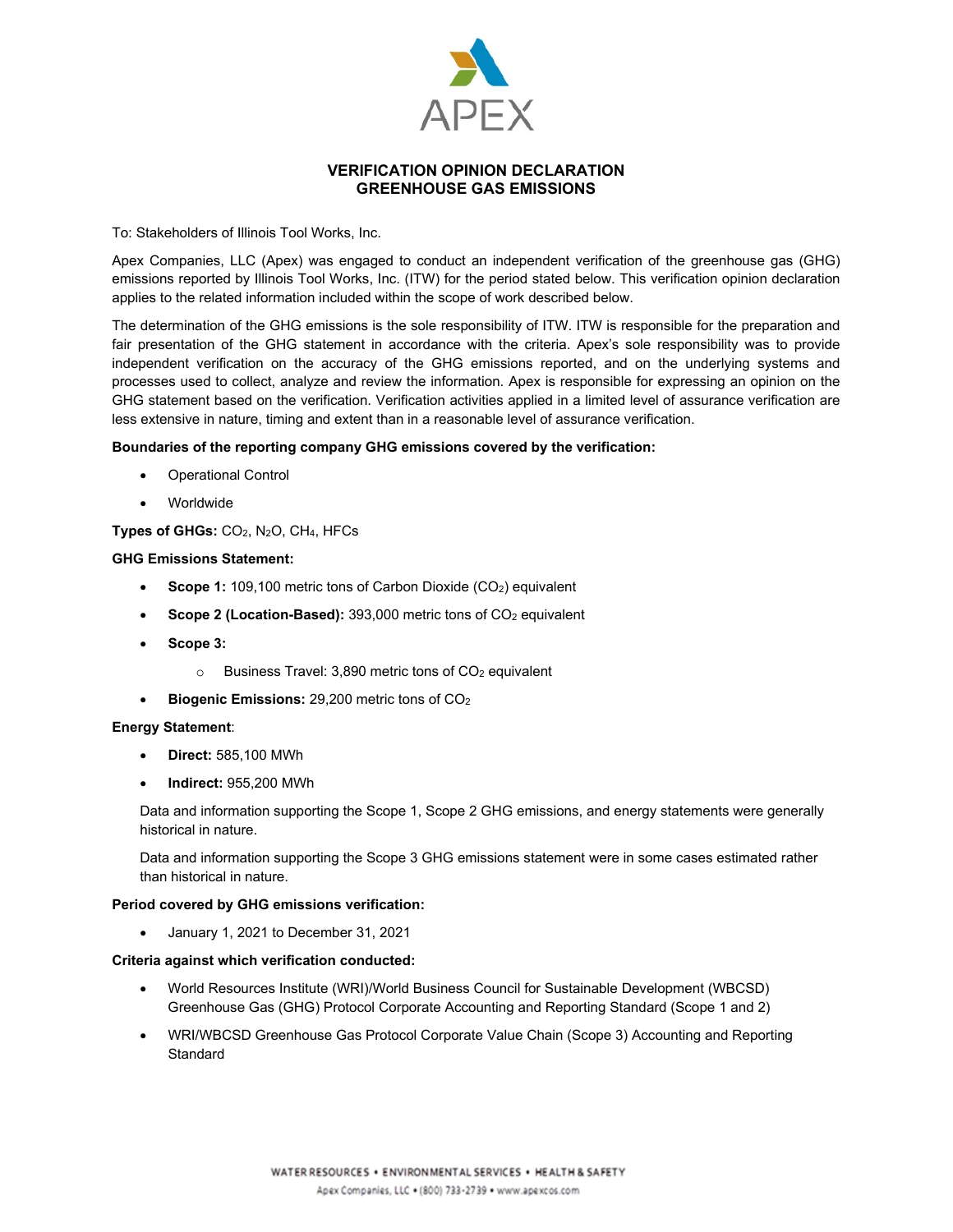APEX

# VERIFICATION OPINION DECLARATION
# GREENHOUSE GAS EMISSIONS

To: Stakeholders of Illinois Tool Works, Inc.

Apex Companies, LLC (Apex) was engaged to conduct an independent verification of the greenhouse gas (GHG) emissions reported by Illinois Tool Works, Inc. (ITW) for the period stated below. This verification opinion declaration applies to the related information included within the scope of work described below.

The determination of the GHG emissions is the sole responsibility of ITW. ITW is responsible for the preparation and fair presentation of the GHG statement in accordance with the criteria. Apex's sole responsibility was to provide independent verification on the accuracy of the GHG emissions reported, and on the underlying systems and processes used to collect, analyze and review the information. Apex is responsible for expressing an opinion on the GHG statement based on the verification. Verification activities applied in a limited level of assurance verification are less extensive in nature, timing and extent than in a reasonable level of assurance verification.

**Boundaries of the reporting company GHG emissions covered by the verification:**

- Operational Control
- Worldwide

**Types of GHGs:** $CO_2$, $N_2O$, $CH_4$, HFCs

**GHG Emissions Statement:**

- **Scope 1:** 109,100 metric tons of Carbon Dioxide ($CO_2$) equivalent
- **Scope 2 (Location-Based):** 393,000 metric tons of $CO_2$ equivalent
- **Scope 3:**
  - Business Travel: 3,890 metric tons of $CO_2$ equivalent
- **Biogenic Emissions:** 29,200 metric tons of $CO_2$

**Energy Statement**:

- **Direct:** 585,100 MWh
- **Indirect:** 955,200 MWh

Data and information supporting the Scope 1, Scope 2 GHG emissions, and energy statements were generally historical in nature.

Data and information supporting the Scope 3 GHG emissions statement were in some cases estimated rather than historical in nature.

**Period covered by GHG emissions verification:**

- January 1, 2021 to December 31, 2021

**Criteria against which verification conducted:**

- World Resources Institute (WRI)/World Business Council for Sustainable Development (WBCSD) Greenhouse Gas (GHG) Protocol Corporate Accounting and Reporting Standard (Scope 1 and 2)
- WRI/WBCSD Greenhouse Gas Protocol Corporate Value Chain (Scope 3) Accounting and Reporting Standard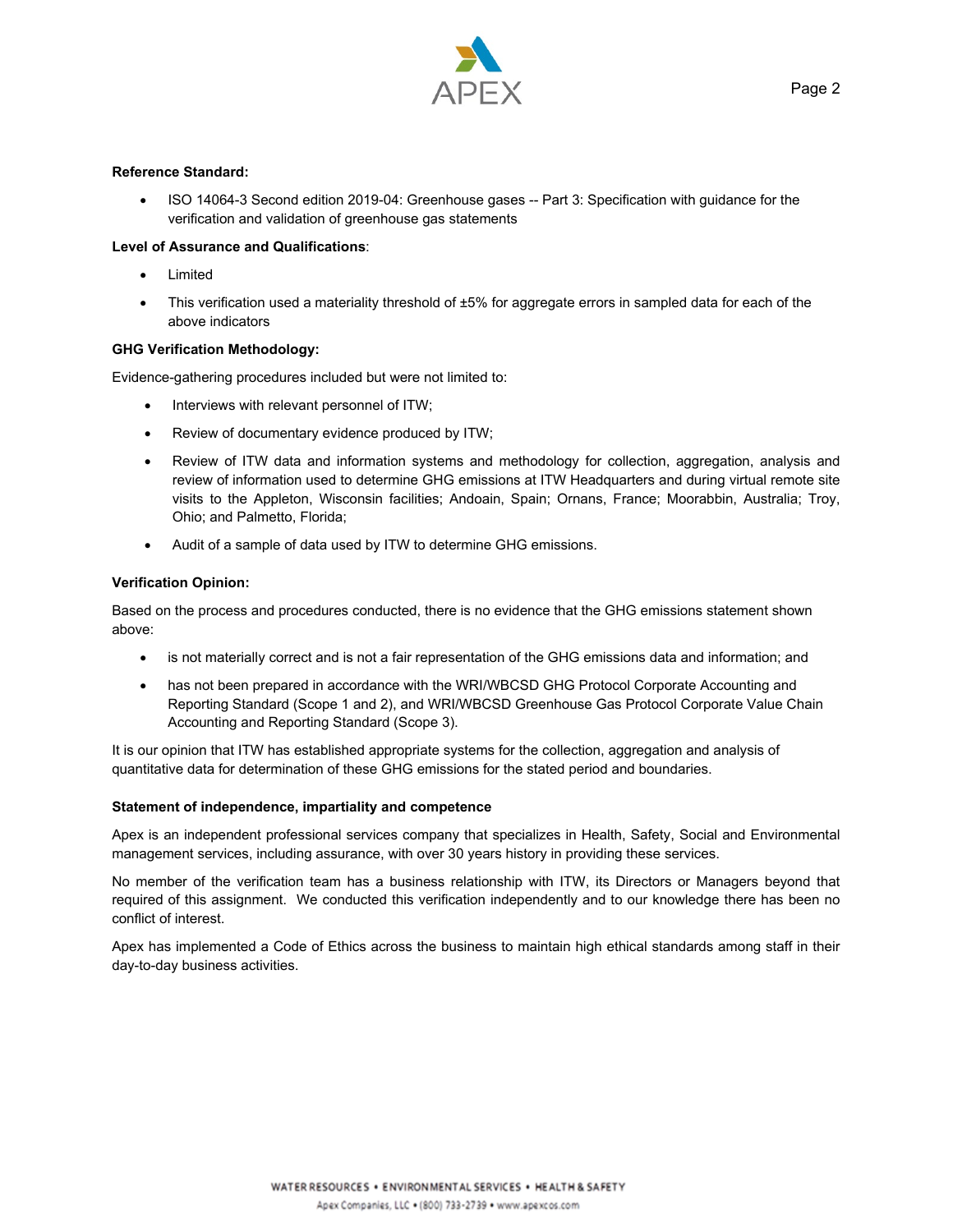**Reference Standard:**

- ISO 14064-3 Second edition 2019-04: Greenhouse gases -- Part 3: Specification with guidance for the verification and validation of greenhouse gas statements

**Level of Assurance and Qualifications**:

- Limited
- This verification used a materiality threshold of ±5% for aggregate errors in sampled data for each of the above indicators

**GHG Verification Methodology:**

Evidence-gathering procedures included but were not limited to:

- Interviews with relevant personnel of ITW;
- Review of documentary evidence produced by ITW;
- Review of ITW data and information systems and methodology for collection, aggregation, analysis and review of information used to determine GHG emissions at ITW Headquarters and during virtual remote site visits to the Appleton, Wisconsin facilities; Andoain, Spain; Ornans, France; Moorabbin, Australia; Troy, Ohio; and Palmetto, Florida;
- Audit of a sample of data used by ITW to determine GHG emissions.

**Verification Opinion:**

Based on the process and procedures conducted, there is no evidence that the GHG emissions statement shown above:

- is not materially correct and is not a fair representation of the GHG emissions data and information; and
- has not been prepared in accordance with the WRI/WBCSD GHG Protocol Corporate Accounting and Reporting Standard (Scope 1 and 2), and WRI/WBCSD Greenhouse Gas Protocol Corporate Value Chain Accounting and Reporting Standard (Scope 3).

It is our opinion that ITW has established appropriate systems for the collection, aggregation and analysis of quantitative data for determination of these GHG emissions for the stated period and boundaries.

**Statement of independence, impartiality and competence**

Apex is an independent professional services company that specializes in Health, Safety, Social and Environmental management services, including assurance, with over 30 years history in providing these services.

No member of the verification team has a business relationship with ITW, its Directors or Managers beyond that required of this assignment. We conducted this verification independently and to our knowledge there has been no conflict of interest.

Apex has implemented a Code of Ethics across the business to maintain high ethical standards among staff in their day-to-day business activities.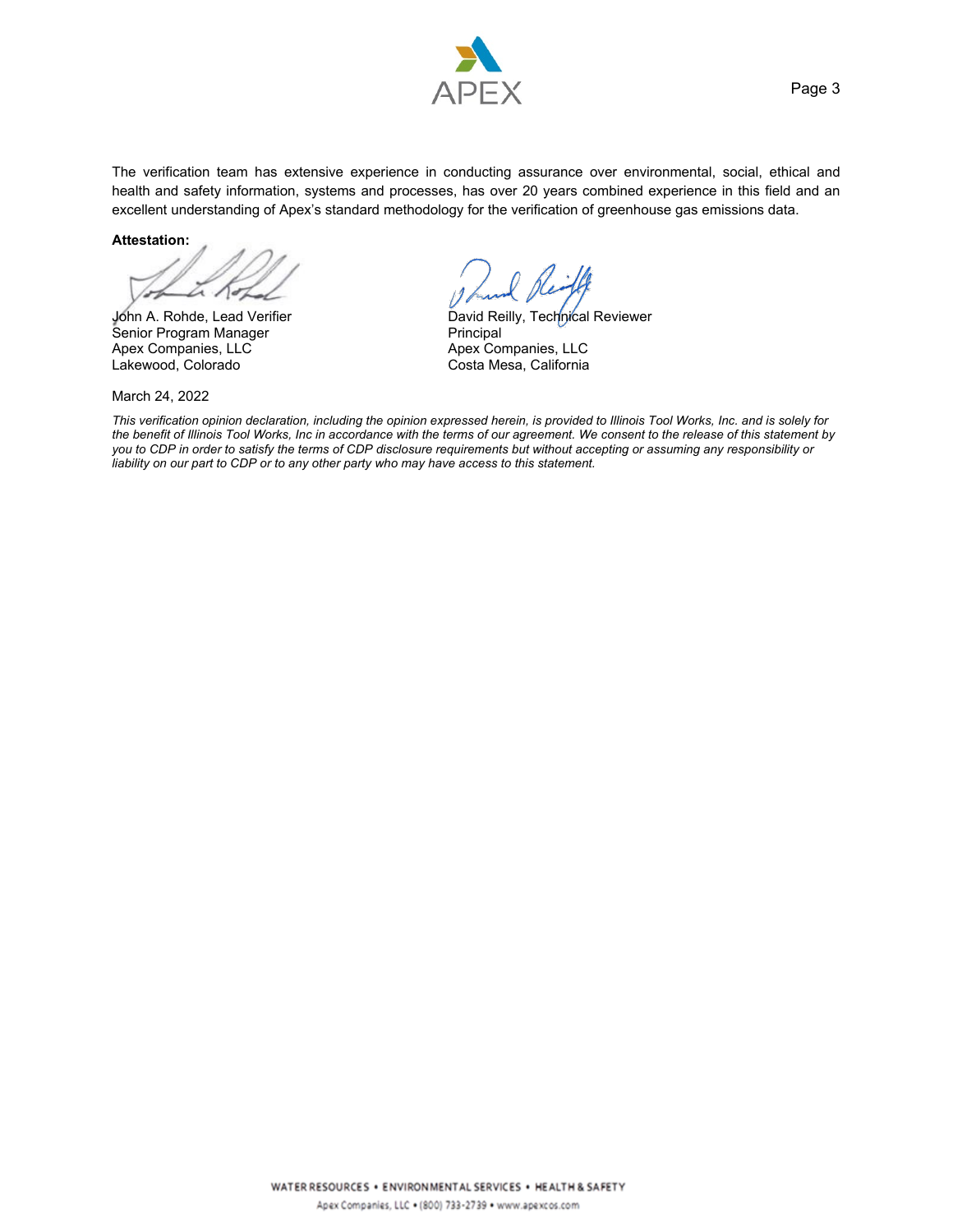The verification team has extensive experience in conducting assurance over environmental, social, ethical and health and safety information, systems and processes, has over 20 years combined experience in this field and an excellent understanding of Apex's standard methodology for the verification of greenhouse gas emissions data.

**Attestation:**

John A. Rohde, Lead Verifier
Senior Program Manager
Apex Companies, LLC
Lakewood, Colorado

David Reilly, Technical Reviewer
Principal
Apex Companies, LLC
Costa Mesa, California

March 24, 2022

*This verification opinion declaration, including the opinion expressed herein, is provided to Illinois Tool Works, Inc. and is solely for the benefit of Illinois Tool Works, Inc in accordance with the terms of our agreement. We consent to the release of this statement by you to CDP in order to satisfy the terms of CDP disclosure requirements but without accepting or assuming any responsibility or liability on our part to CDP or to any other party who may have access to this statement.*